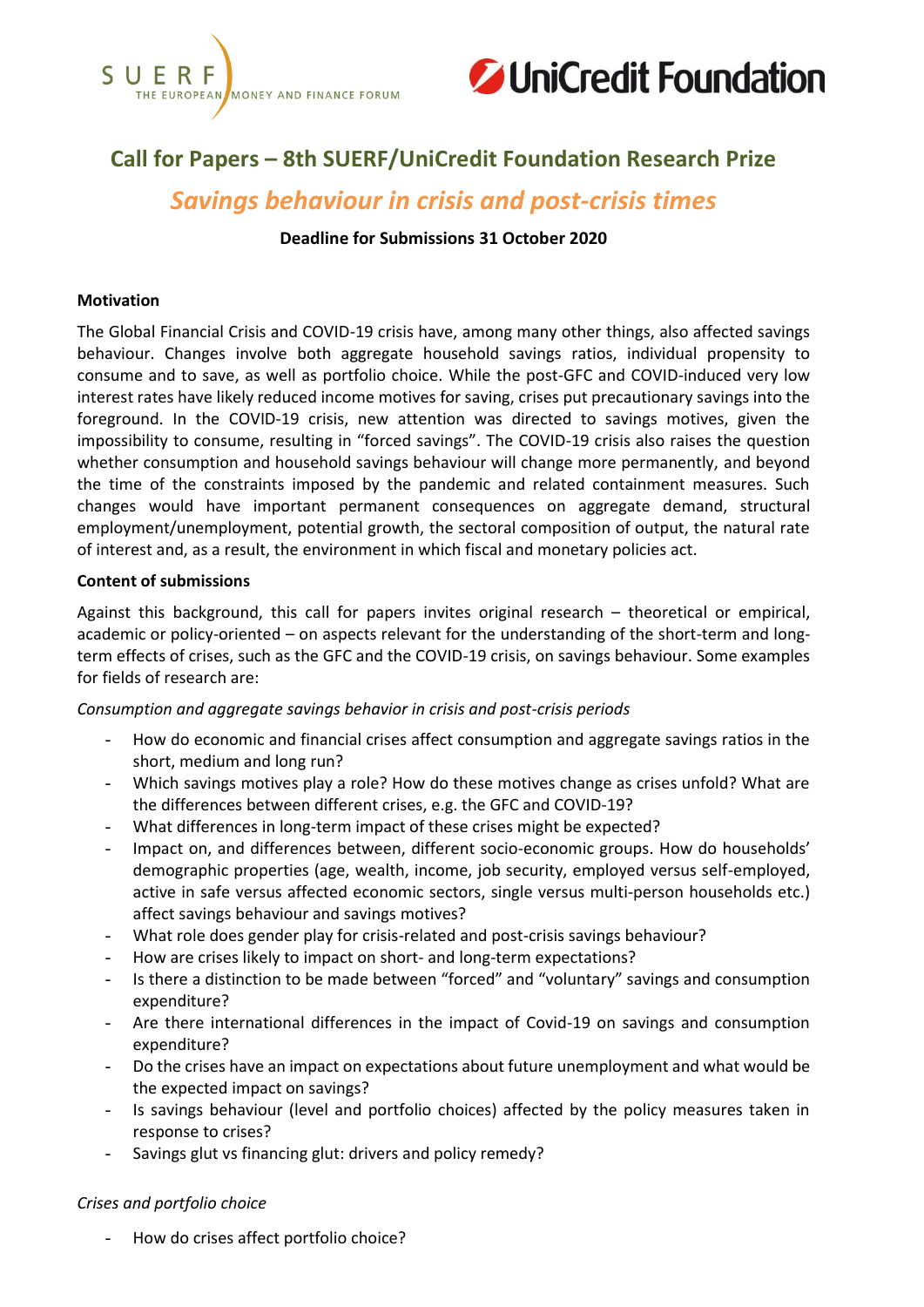SUERF THE EUROPEAN MONEY AND FINANCE FORUM

UniCredit Foundation

# Call for Papers – 8th SUERF/UniCredit Foundation Research Prize

## *Savings behaviour in crisis and post-crisis times*

**Deadline for Submissions 31 October 2020**

**Motivation**

The Global Financial Crisis and COVID-19 crisis have, among many other things, also affected savings behaviour. Changes involve both aggregate household savings ratios, individual propensity to consume and to save, as well as portfolio choice. While the post-GFC and COVID-induced very low interest rates have likely reduced income motives for saving, crises put precautionary savings into the foreground. In the COVID-19 crisis, new attention was directed to savings motives, given the impossibility to consume, resulting in "forced savings". The COVID-19 crisis also raises the question whether consumption and household savings behaviour will change more permanently, and beyond the time of the constraints imposed by the pandemic and related containment measures. Such changes would have important permanent consequences on aggregate demand, structural employment/unemployment, potential growth, the sectoral composition of output, the natural rate of interest and, as a result, the environment in which fiscal and monetary policies act.

**Content of submissions**

Against this background, this call for papers invites original research – theoretical or empirical, academic or policy-oriented – on aspects relevant for the understanding of the short-term and long-term effects of crises, such as the GFC and the COVID-19 crisis, on savings behaviour. Some examples for fields of research are:

*Consumption and aggregate savings behavior in crisis and post-crisis periods*

- How do economic and financial crises affect consumption and aggregate savings ratios in the short, medium and long run?
- Which savings motives play a role? How do these motives change as crises unfold? What are the differences between different crises, e.g. the GFC and COVID-19?
- What differences in long-term impact of these crises might be expected?
- Impact on, and differences between, different socio-economic groups. How do households' demographic properties (age, wealth, income, job security, employed versus self-employed, active in safe versus affected economic sectors, single versus multi-person households etc.) affect savings behaviour and savings motives?
- What role does gender play for crisis-related and post-crisis savings behaviour?
- How are crises likely to impact on short- and long-term expectations?
- Is there a distinction to be made between "forced" and "voluntary" savings and consumption expenditure?
- Are there international differences in the impact of Covid-19 on savings and consumption expenditure?
- Do the crises have an impact on expectations about future unemployment and what would be the expected impact on savings?
- Is savings behaviour (level and portfolio choices) affected by the policy measures taken in response to crises?
- Savings glut vs financing glut: drivers and policy remedy?

*Crises and portfolio choice*

- How do crises affect portfolio choice?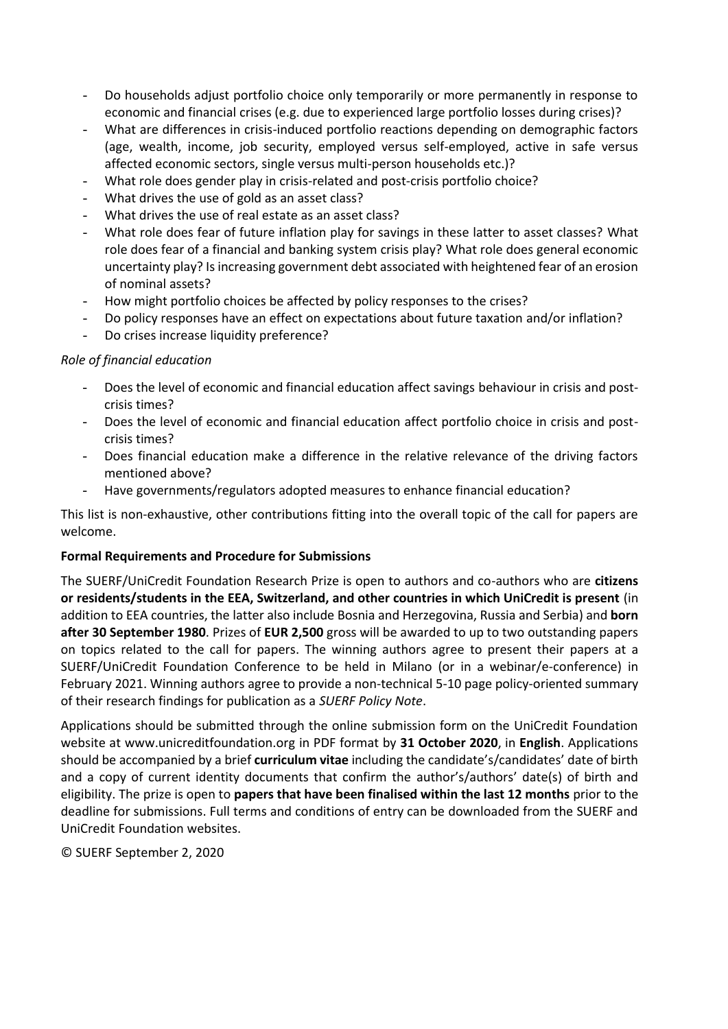- Do households adjust portfolio choice only temporarily or more permanently in response to economic and financial crises (e.g. due to experienced large portfolio losses during crises)?
- What are differences in crisis-induced portfolio reactions depending on demographic factors (age, wealth, income, job security, employed versus self-employed, active in safe versus affected economic sectors, single versus multi-person households etc.)?
- What role does gender play in crisis-related and post-crisis portfolio choice?
- What drives the use of gold as an asset class?
- What drives the use of real estate as an asset class?
- What role does fear of future inflation play for savings in these latter to asset classes? What role does fear of a financial and banking system crisis play? What role does general economic uncertainty play? Is increasing government debt associated with heightened fear of an erosion of nominal assets?
- How might portfolio choices be affected by policy responses to the crises?
- Do policy responses have an effect on expectations about future taxation and/or inflation?
- Do crises increase liquidity preference?

*Role of financial education*

- Does the level of economic and financial education affect savings behaviour in crisis and post-crisis times?
- Does the level of economic and financial education affect portfolio choice in crisis and post-crisis times?
- Does financial education make a difference in the relative relevance of the driving factors mentioned above?
- Have governments/regulators adopted measures to enhance financial education?

This list is non-exhaustive, other contributions fitting into the overall topic of the call for papers are welcome.

**Formal Requirements and Procedure for Submissions**

The SUERF/UniCredit Foundation Research Prize is open to authors and co-authors who are **citizens or residents/students in the EEA, Switzerland, and other countries in which UniCredit is present** (in addition to EEA countries, the latter also include Bosnia and Herzegovina, Russia and Serbia) and **born after 30 September 1980**. Prizes of **EUR 2,500** gross will be awarded to up to two outstanding papers on topics related to the call for papers. The winning authors agree to present their papers at a SUERF/UniCredit Foundation Conference to be held in Milano (or in a webinar/e-conference) in February 2021. Winning authors agree to provide a non-technical 5-10 page policy-oriented summary of their research findings for publication as a *SUERF Policy Note*.

Applications should be submitted through the online submission form on the UniCredit Foundation website at www.unicreditfoundation.org in PDF format by **31 October 2020**, in **English**. Applications should be accompanied by a brief **curriculum vitae** including the candidate's/candidates' date of birth and a copy of current identity documents that confirm the author's/authors' date(s) of birth and eligibility. The prize is open to **papers that have been finalised within the last 12 months** prior to the deadline for submissions. Full terms and conditions of entry can be downloaded from the SUERF and UniCredit Foundation websites.

© SUERF September 2, 2020